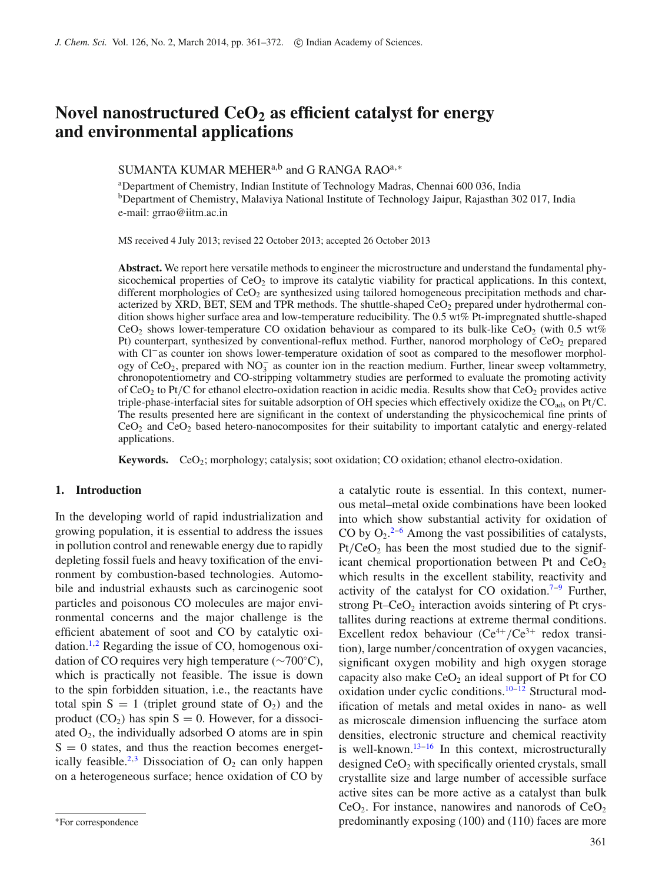# Novel nanostructured $CeO_2$ as efficient catalyst for energy and environmental applications

SUMANTA KUMAR MEHER[a,b] and G RANGA RAO[a,*]

[a]Department of Chemistry, Indian Institute of Technology Madras, Chennai 600 036, India
[b]Department of Chemistry, Malaviya National Institute of Technology Jaipur, Rajasthan 302 017, India
e-mail: grrao@iitm.ac.in

MS received 4 July 2013; revised 22 October 2013; accepted 26 October 2013

**Abstract.** We report here versatile methods to engineer the microstructure and understand the fundamental physicochemical properties of $CeO_2$ to improve its catalytic viability for practical applications. In this context, different morphologies of $CeO_2$ are synthesized using tailored homogeneous precipitation methods and characterized by XRD, BET, SEM and TPR methods. The shuttle-shaped $CeO_2$ prepared under hydrothermal condition shows higher surface area and low-temperature reducibility. The 0.5 wt% Pt-impregnated shuttle-shaped $CeO_2$ shows lower-temperature CO oxidation behaviour as compared to its bulk-like $CeO_2$ (with 0.5 wt% Pt) counterpart, synthesized by conventional-reflux method. Further, nanorod morphology of $CeO_2$ prepared with $Cl^-$ as counter ion shows lower-temperature oxidation of soot as compared to the mesoflower morphology of $CeO_2$, prepared with $NO_3^-$ as counter ion in the reaction medium. Further, linear sweep voltammetry, chronopotentiometry and CO-stripping voltammetry studies are performed to evaluate the promoting activity of $CeO_2$ to Pt/C for ethanol electro-oxidation reaction in acidic media. Results show that $CeO_2$ provides active triple-phase-interfacial sites for suitable adsorption of OH species which effectively oxidize the $CO_{ads}$ on Pt/C. The results presented here are significant in the context of understanding the physicochemical fine prints of $CeO_2$ and $CeO_2$ based hetero-nanocomposites for their suitability to important catalytic and energy-related applications.

**Keywords.** $CeO_2$; morphology; catalysis; soot oxidation; CO oxidation; ethanol electro-oxidation.

## 1. Introduction

In the developing world of rapid industrialization and growing population, it is essential to address the issues in pollution control and renewable energy due to rapidly depleting fossil fuels and heavy toxification of the environment by combustion-based technologies. Automobile and industrial exhausts such as carcinogenic soot particles and poisonous CO molecules are major environmental concerns and the major challenge is the efficient abatement of soot and CO by catalytic oxidation.[1,2] Regarding the issue of CO, homogenous oxidation of CO requires very high temperature (~700°C), which is practically not feasible. The issue is down to the spin forbidden situation, i.e., the reactants have total spin S = 1 (triplet ground state of $O_2$) and the product ($CO_2$) has spin S = 0. However, for a dissociated $O_2$, the individually adsorbed O atoms are in spin S = 0 states, and thus the reaction becomes energetically feasible.[2,3] Dissociation of $O_2$ can only happen on a heterogeneous surface; hence oxidation of CO by a catalytic route is essential. In this context, numerous metal–metal oxide combinations have been looked into which show substantial activity for oxidation of CO by $O_2$.[2–6] Among the vast possibilities of catalysts, $Pt/CeO_2$ has been the most studied due to the significant chemical proportionation between Pt and $CeO_2$ which results in the excellent stability, reactivity and activity of the catalyst for CO oxidation.[7–9] Further, strong Pt–$CeO_2$ interaction avoids sintering of Pt crystallites during reactions at extreme thermal conditions. Excellent redox behaviour ($Ce^{4+}/Ce^{3+}$ redox transition), large number/concentration of oxygen vacancies, significant oxygen mobility and high oxygen storage capacity also make $CeO_2$ an ideal support of Pt for CO oxidation under cyclic conditions.[10–12] Structural modification of metals and metal oxides in nano- as well as microscale dimension influencing the surface atom densities, electronic structure and chemical reactivity is well-known.[13–16] In this context, microstructurally designed $CeO_2$ with specifically oriented crystals, small crystallite size and large number of accessible surface active sites can be more active as a catalyst than bulk $CeO_2$. For instance, nanowires and nanorods of $CeO_2$ predominantly exposing (100) and (110) faces are more

*For correspondence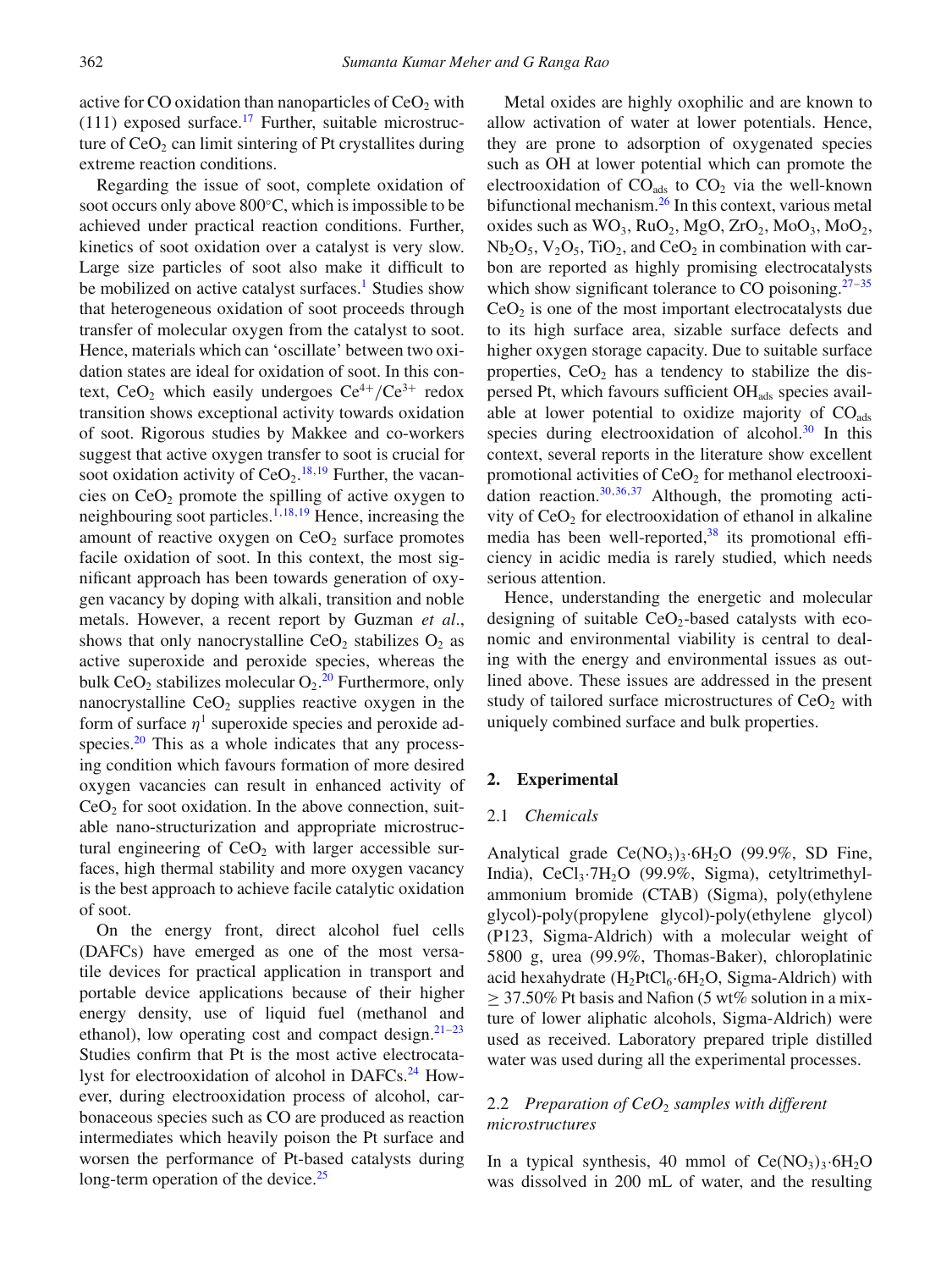active for CO oxidation than nanoparticles of $CeO_2$ with (111) exposed surface.[17] Further, suitable microstructure of $CeO_2$ can limit sintering of Pt crystallites during extreme reaction conditions.

Regarding the issue of soot, complete oxidation of soot occurs only above 800°C, which is impossible to be achieved under practical reaction conditions. Further, kinetics of soot oxidation over a catalyst is very slow. Large size particles of soot also make it difficult to be mobilized on active catalyst surfaces.[1] Studies show that heterogeneous oxidation of soot proceeds through transfer of molecular oxygen from the catalyst to soot. Hence, materials which can 'oscillate' between two oxidation states are ideal for oxidation of soot. In this context, $CeO_2$ which easily undergoes $Ce^{4+}/Ce^{3+}$ redox transition shows exceptional activity towards oxidation of soot. Rigorous studies by Makkee and co-workers suggest that active oxygen transfer to soot is crucial for soot oxidation activity of $CeO_2$.[18,19] Further, the vacancies on $CeO_2$ promote the spilling of active oxygen to neighbouring soot particles.[1,18,19] Hence, increasing the amount of reactive oxygen on $CeO_2$ surface promotes facile oxidation of soot. In this context, the most significant approach has been towards generation of oxygen vacancy by doping with alkali, transition and noble metals. However, a recent report by Guzman *et al*., shows that only nanocrystalline $CeO_2$ stabilizes $O_2$ as active superoxide and peroxide species, whereas the bulk $CeO_2$ stabilizes molecular $O_2$.[20] Furthermore, only nanocrystalline $CeO_2$ supplies reactive oxygen in the form of surface $\eta^1$ superoxide species and peroxide adspecies.[20] This as a whole indicates that any processing condition which favours formation of more desired oxygen vacancies can result in enhanced activity of $CeO_2$ for soot oxidation. In the above connection, suitable nano-structurization and appropriate microstructural engineering of $CeO_2$ with larger accessible surfaces, high thermal stability and more oxygen vacancy is the best approach to achieve facile catalytic oxidation of soot.

On the energy front, direct alcohol fuel cells (DAFCs) have emerged as one of the most versatile devices for practical application in transport and portable device applications because of their higher energy density, use of liquid fuel (methanol and ethanol), low operating cost and compact design.[21–23] Studies confirm that Pt is the most active electrocatalyst for electrooxidation of alcohol in DAFCs.[24] However, during electrooxidation process of alcohol, carbonaceous species such as CO are produced as reaction intermediates which heavily poison the Pt surface and worsen the performance of Pt-based catalysts during long-term operation of the device.[25]

Metal oxides are highly oxophilic and are known to allow activation of water at lower potentials. Hence, they are prone to adsorption of oxygenated species such as OH at lower potential which can promote the electrooxidation of $CO_{ads}$ to $CO_2$ via the well-known bifunctional mechanism.[26] In this context, various metal oxides such as $WO_3$, $RuO_2$, MgO, $ZrO_2$, $MoO_3$, $MoO_2$, $Nb_2O_5$, $V_2O_5$, $TiO_2$, and $CeO_2$ in combination with carbon are reported as highly promising electrocatalysts which show significant tolerance to CO poisoning.[27–35] $CeO_2$ is one of the most important electrocatalysts due to its high surface area, sizable surface defects and higher oxygen storage capacity. Due to suitable surface properties, $CeO_2$ has a tendency to stabilize the dispersed Pt, which favours sufficient $OH_{ads}$ species available at lower potential to oxidize majority of $CO_{ads}$ species during electrooxidation of alcohol.[30] In this context, several reports in the literature show excellent promotional activities of $CeO_2$ for methanol electrooxidation reaction.[30,36,37] Although, the promoting activity of $CeO_2$ for electrooxidation of ethanol in alkaline media has been well-reported,[38] its promotional efficiency in acidic media is rarely studied, which needs serious attention.

Hence, understanding the energetic and molecular designing of suitable $CeO_2$-based catalysts with economic and environmental viability is central to dealing with the energy and environmental issues as outlined above. These issues are addressed in the present study of tailored surface microstructures of $CeO_2$ with uniquely combined surface and bulk properties.

## 2. Experimental

### 2.1 *Chemicals*

Analytical grade $Ce(NO_3)_3 \cdot 6H_2O$ (99.9%, SD Fine, India), $CeCl_3 \cdot 7H_2O$ (99.9%, Sigma), cetyltrimethylammonium bromide (CTAB) (Sigma), poly(ethylene glycol)-poly(propylene glycol)-poly(ethylene glycol) (P123, Sigma-Aldrich) with a molecular weight of 5800 g, urea (99.9%, Thomas-Baker), chloroplatinic acid hexahydrate ($H_2PtCl_6 \cdot 6H_2O$, Sigma-Aldrich) with $\geq$ 37.50% Pt basis and Nafion (5 wt% solution in a mixture of lower aliphatic alcohols, Sigma-Aldrich) were used as received. Laboratory prepared triple distilled water was used during all the experimental processes.

### 2.2 *Preparation of $CeO_2$ samples with different microstructures*

In a typical synthesis, 40 mmol of $Ce(NO_3)_3 \cdot 6H_2O$ was dissolved in 200 mL of water, and the resulting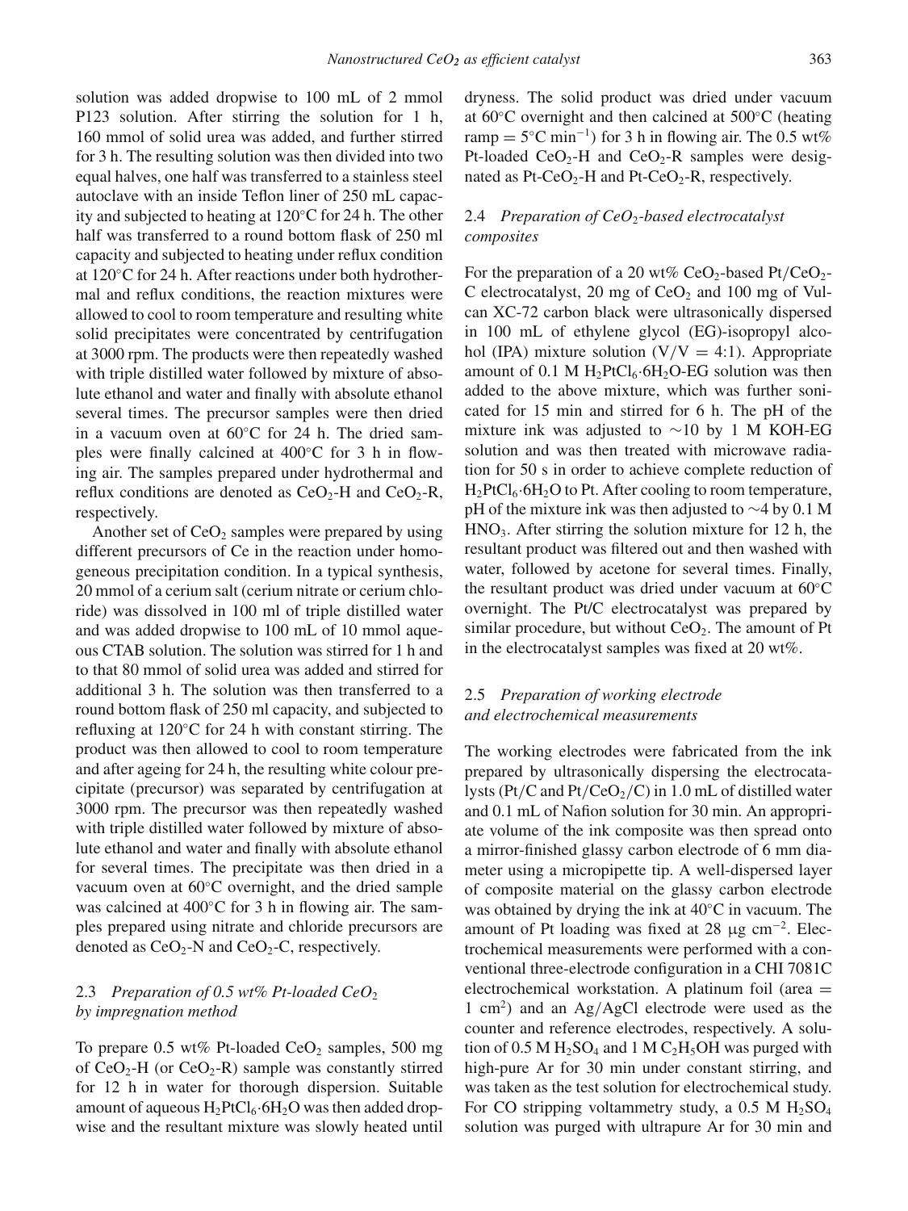solution was added dropwise to 100 mL of 2 mmol P123 solution. After stirring the solution for 1 h, 160 mmol of solid urea was added, and further stirred for 3 h. The resulting solution was then divided into two equal halves, one half was transferred to a stainless steel autoclave with an inside Teflon liner of 250 mL capacity and subjected to heating at 120°C for 24 h. The other half was transferred to a round bottom flask of 250 ml capacity and subjected to heating under reflux condition at 120°C for 24 h. After reactions under both hydrothermal and reflux conditions, the reaction mixtures were allowed to cool to room temperature and resulting white solid precipitates were concentrated by centrifugation at 3000 rpm. The products were then repeatedly washed with triple distilled water followed by mixture of absolute ethanol and water and finally with absolute ethanol several times. The precursor samples were then dried in a vacuum oven at 60°C for 24 h. The dried samples were finally calcined at 400°C for 3 h in flowing air. The samples prepared under hydrothermal and reflux conditions are denoted as $CeO_2$-H and $CeO_2$-R, respectively.

Another set of $CeO_2$ samples were prepared by using different precursors of Ce in the reaction under homogeneous precipitation condition. In a typical synthesis, 20 mmol of a cerium salt (cerium nitrate or cerium chloride) was dissolved in 100 ml of triple distilled water and was added dropwise to 100 mL of 10 mmol aqueous CTAB solution. The solution was stirred for 1 h and to that 80 mmol of solid urea was added and stirred for additional 3 h. The solution was then transferred to a round bottom flask of 250 ml capacity, and subjected to refluxing at 120°C for 24 h with constant stirring. The product was then allowed to cool to room temperature and after ageing for 24 h, the resulting white colour precipitate (precursor) was separated by centrifugation at 3000 rpm. The precursor was then repeatedly washed with triple distilled water followed by mixture of absolute ethanol and water and finally with absolute ethanol for several times. The precipitate was then dried in a vacuum oven at 60°C overnight, and the dried sample was calcined at 400°C for 3 h in flowing air. The samples prepared using nitrate and chloride precursors are denoted as $CeO_2$-N and $CeO_2$-C, respectively.

### 2.3 *Preparation of 0.5 wt% Pt-loaded $CeO_2$ by impregnation method*

To prepare 0.5 wt% Pt-loaded $CeO_2$ samples, 500 mg of $CeO_2$-H (or $CeO_2$-R) sample was constantly stirred for 12 h in water for thorough dispersion. Suitable amount of aqueous $H_2PtCl_6 \cdot 6H_2O$ was then added dropwise and the resultant mixture was slowly heated until dryness. The solid product was dried under vacuum at 60°C overnight and then calcined at 500°C (heating ramp = 5°C $min^{-1}$) for 3 h in flowing air. The 0.5 wt% Pt-loaded $CeO_2$-H and $CeO_2$-R samples were designated as Pt-$CeO_2$-H and Pt-$CeO_2$-R, respectively.

### 2.4 *Preparation of $CeO_2$-based electrocatalyst composites*

For the preparation of a 20 wt% $CeO_2$-based Pt/$CeO_2$-C electrocatalyst, 20 mg of $CeO_2$ and 100 mg of Vulcan XC-72 carbon black were ultrasonically dispersed in 100 mL of ethylene glycol (EG)-isopropyl alcohol (IPA) mixture solution (V/V = 4:1). Appropriate amount of 0.1 M $H_2PtCl_6 \cdot 6H_2O$-EG solution was then added to the above mixture, which was further sonicated for 15 min and stirred for 6 h. The pH of the mixture ink was adjusted to ~10 by 1 M KOH-EG solution and was then treated with microwave radiation for 50 s in order to achieve complete reduction of $H_2PtCl_6 \cdot 6H_2O$ to Pt. After cooling to room temperature, pH of the mixture ink was then adjusted to ~4 by 0.1 M $HNO_3$. After stirring the solution mixture for 12 h, the resultant product was filtered out and then washed with water, followed by acetone for several times. Finally, the resultant product was dried under vacuum at 60°C overnight. The Pt/C electrocatalyst was prepared by similar procedure, but without $CeO_2$. The amount of Pt in the electrocatalyst samples was fixed at 20 wt%.

### 2.5 *Preparation of working electrode and electrochemical measurements*

The working electrodes were fabricated from the ink prepared by ultrasonically dispersing the electrocatalysts (Pt/C and Pt/$CeO_2$/C) in 1.0 mL of distilled water and 0.1 mL of Nafion solution for 30 min. An appropriate volume of the ink composite was then spread onto a mirror-finished glassy carbon electrode of 6 mm diameter using a micropipette tip. A well-dispersed layer of composite material on the glassy carbon electrode was obtained by drying the ink at 40°C in vacuum. The amount of Pt loading was fixed at 28 μg $cm^{-2}$. Electrochemical measurements were performed with a conventional three-electrode configuration in a CHI 7081C electrochemical workstation. A platinum foil (area = 1 $cm^2$) and an Ag/AgCl electrode were used as the counter and reference electrodes, respectively. A solution of 0.5 M $H_2SO_4$ and 1 M $C_2H_5OH$ was purged with high-pure Ar for 30 min under constant stirring, and was taken as the test solution for electrochemical study. For CO stripping voltammetry study, a 0.5 M $H_2SO_4$ solution was purged with ultrapure Ar for 30 min and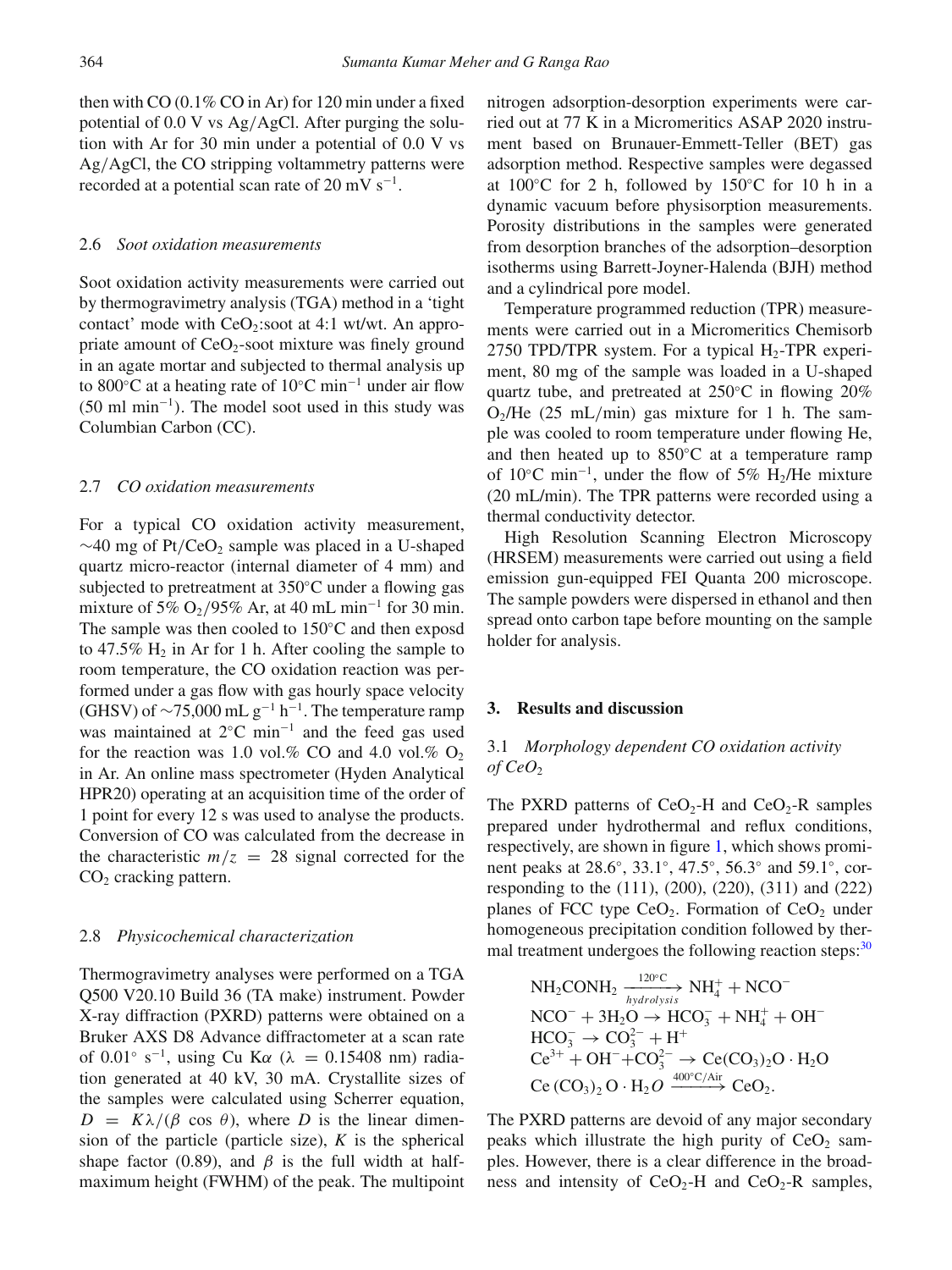then with CO (0.1% CO in Ar) for 120 min under a fixed potential of 0.0 V vs Ag/AgCl. After purging the solution with Ar for 30 min under a potential of 0.0 V vs Ag/AgCl, the CO stripping voltammetry patterns were recorded at a potential scan rate of 20 mV $s^{-1}$.

### 2.6 *Soot oxidation measurements*

Soot oxidation activity measurements were carried out by thermogravimetry analysis (TGA) method in a 'tight contact' mode with $CeO_2$:soot at 4:1 wt/wt. An appropriate amount of $CeO_2$-soot mixture was finely ground in an agate mortar and subjected to thermal analysis up to 800°C at a heating rate of 10°C $min^{-1}$ under air flow (50 ml $min^{-1}$). The model soot used in this study was Columbian Carbon (CC).

### 2.7 *CO oxidation measurements*

For a typical CO oxidation activity measurement, ∼40 mg of $Pt/CeO_2$ sample was placed in a U-shaped quartz micro-reactor (internal diameter of 4 mm) and subjected to pretreatment at 350°C under a flowing gas mixture of 5% $O_2$/95% Ar, at 40 mL $min^{-1}$ for 30 min. The sample was then cooled to 150°C and then exposd to 47.5% $H_2$ in Ar for 1 h. After cooling the sample to room temperature, the CO oxidation reaction was performed under a gas flow with gas hourly space velocity (GHSV) of ∼75,000 mL $g^{-1}$ $h^{-1}$. The temperature ramp was maintained at 2°C $min^{-1}$ and the feed gas used for the reaction was 1.0 vol.% CO and 4.0 vol.% $O_2$ in Ar. An online mass spectrometer (Hyden Analytical HPR20) operating at an acquisition time of the order of 1 point for every 12 s was used to analyse the products. Conversion of CO was calculated from the decrease in the characteristic $m/z = 28$ signal corrected for the $CO_2$ cracking pattern.

### 2.8 *Physicochemical characterization*

Thermogravimetry analyses were performed on a TGA Q500 V20.10 Build 36 (TA make) instrument. Powder X-ray diffraction (PXRD) patterns were obtained on a Bruker AXS D8 Advance diffractometer at a scan rate of 0.01° $s^{-1}$, using Cu K$\alpha$ ($\lambda = 0.15408$ nm) radiation generated at 40 kV, 30 mA. Crystallite sizes of the samples were calculated using Scherrer equation, $D = K\lambda/(\beta \cos \theta)$, where $D$ is the linear dimension of the particle (particle size), $K$ is the spherical shape factor (0.89), and $\beta$ is the full width at half-maximum height (FWHM) of the peak. The multipoint nitrogen adsorption-desorption experiments were carried out at 77 K in a Micromeritics ASAP 2020 instrument based on Brunauer-Emmett-Teller (BET) gas adsorption method. Respective samples were degassed at 100°C for 2 h, followed by 150°C for 10 h in a dynamic vacuum before physisorption measurements. Porosity distributions in the samples were generated from desorption branches of the adsorption–desorption isotherms using Barrett-Joyner-Halenda (BJH) method and a cylindrical pore model.

Temperature programmed reduction (TPR) measurements were carried out in a Micromeritics Chemisorb 2750 TPD/TPR system. For a typical $H_2$-TPR experiment, 80 mg of the sample was loaded in a U-shaped quartz tube, and pretreated at 250°C in flowing 20% $O_2$/He (25 mL/min) gas mixture for 1 h. The sample was cooled to room temperature under flowing He, and then heated up to 850°C at a temperature ramp of 10°C $min^{-1}$, under the flow of 5% $H_2$/He mixture (20 mL/min). The TPR patterns were recorded using a thermal conductivity detector.

High Resolution Scanning Electron Microscopy (HRSEM) measurements were carried out using a field emission gun-equipped FEI Quanta 200 microscope. The sample powders were dispersed in ethanol and then spread onto carbon tape before mounting on the sample holder for analysis.

## 3. Results and discussion

### 3.1 *Morphology dependent CO oxidation activity of $CeO_2$*

The PXRD patterns of $CeO_2$-H and $CeO_2$-R samples prepared under hydrothermal and reflux conditions, respectively, are shown in figure 1, which shows prominent peaks at 28.6°, 33.1°, 47.5°, 56.3° and 59.1°, corresponding to the (111), (200), (220), (311) and (222) planes of FCC type $CeO_2$. Formation of $CeO_2$ under homogeneous precipitation condition followed by thermal treatment undergoes the following reaction steps:[30]

$$
\begin{aligned}
&NH_2CONH_2 \xrightarrow[hydrolysis]{120^\circ C} NH_4^+ + NCO^- \\
&NCO^- + 3H_2O \rightarrow HCO_3^- + NH_4^+ + OH^- \\
&HCO_3^- \rightarrow CO_3^{2-} + H^+ \\
&Ce^{3+} + OH^- + CO_3^{2-} \rightarrow Ce(CO_3)_2O \cdot H_2O \\
&Ce\,(CO_3)_2\,O \cdot H_2O \xrightarrow{400^\circ C/Air} CeO_2.
\end{aligned}
$$

The PXRD patterns are devoid of any major secondary peaks which illustrate the high purity of $CeO_2$ samples. However, there is a clear difference in the broadness and intensity of $CeO_2$-H and $CeO_2$-R samples,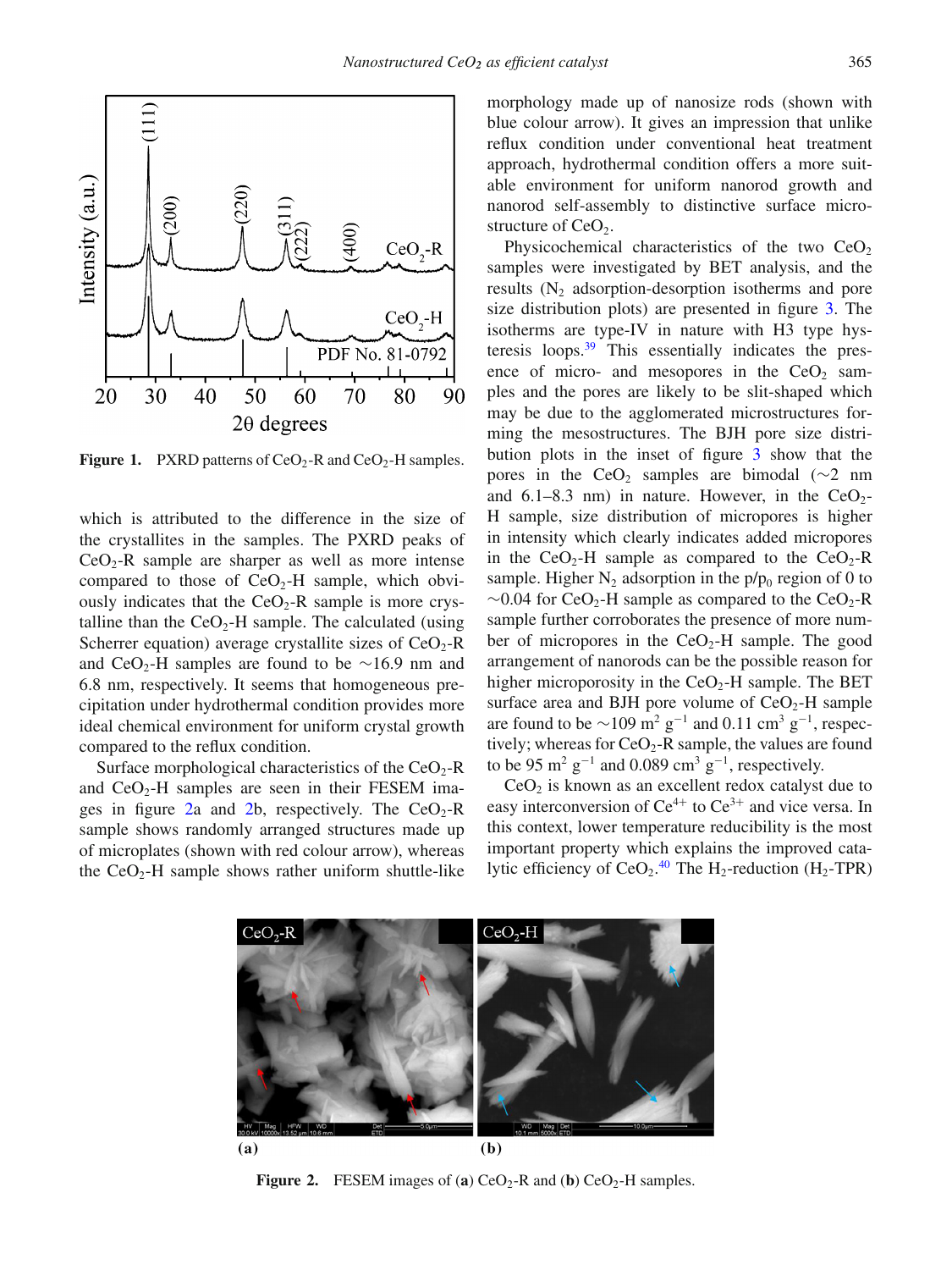Figure 1. PXRD patterns of $CeO_2$-R and $CeO_2$-H samples.

which is attributed to the difference in the size of the crystallites in the samples. The PXRD peaks of $CeO_2$-R sample are sharper as well as more intense compared to those of $CeO_2$-H sample, which obviously indicates that the $CeO_2$-R sample is more crystalline than the $CeO_2$-H sample. The calculated (using Scherrer equation) average crystallite sizes of $CeO_2$-R and $CeO_2$-H samples are found to be ~16.9 nm and 6.8 nm, respectively. It seems that homogeneous precipitation under hydrothermal condition provides more ideal chemical environment for uniform crystal growth compared to the reflux condition.

Surface morphological characteristics of the $CeO_2$-R and $CeO_2$-H samples are seen in their FESEM images in figure 2a and 2b, respectively. The $CeO_2$-R sample shows randomly arranged structures made up of microplates (shown with red colour arrow), whereas the $CeO_2$-H sample shows rather uniform shuttle-like morphology made up of nanosize rods (shown with blue colour arrow). It gives an impression that unlike reflux condition under conventional heat treatment approach, hydrothermal condition offers a more suitable environment for uniform nanorod growth and nanorod self-assembly to distinctive surface microstructure of $CeO_2$.

Physicochemical characteristics of the two $CeO_2$ samples were investigated by BET analysis, and the results ($N_2$ adsorption-desorption isotherms and pore size distribution plots) are presented in figure 3. The isotherms are type-IV in nature with H3 type hysteresis loops.[39] This essentially indicates the presence of micro- and mesopores in the $CeO_2$ samples and the pores are likely to be slit-shaped which may be due to the agglomerated microstructures forming the mesostructures. The BJH pore size distribution plots in the inset of figure 3 show that the pores in the $CeO_2$ samples are bimodal (~2 nm and 6.1–8.3 nm) in nature. However, in the $CeO_2$-H sample, size distribution of micropores is higher in intensity which clearly indicates added micropores in the $CeO_2$-H sample as compared to the $CeO_2$-R sample. Higher $N_2$ adsorption in the $p/p_0$ region of 0 to ~0.04 for $CeO_2$-H sample as compared to the $CeO_2$-R sample further corroborates the presence of more number of micropores in the $CeO_2$-H sample. The good arrangement of nanorods can be the possible reason for higher microporosity in the $CeO_2$-H sample. The BET surface area and BJH pore volume of $CeO_2$-H sample are found to be ~109 $m^2\ g^{-1}$ and 0.11 $cm^3\ g^{-1}$, respectively; whereas for $CeO_2$-R sample, the values are found to be 95 $m^2\ g^{-1}$ and 0.089 $cm^3\ g^{-1}$, respectively.

$CeO_2$ is known as an excellent redox catalyst due to easy interconversion of $Ce^{4+}$ to $Ce^{3+}$ and vice versa. In this context, lower temperature reducibility is the most important property which explains the improved catalytic efficiency of $CeO_2$.[40] The $H_2$-reduction ($H_2$-TPR)

Figure 2. FESEM images of (**a**) $CeO_2$-R and (**b**) $CeO_2$-H samples.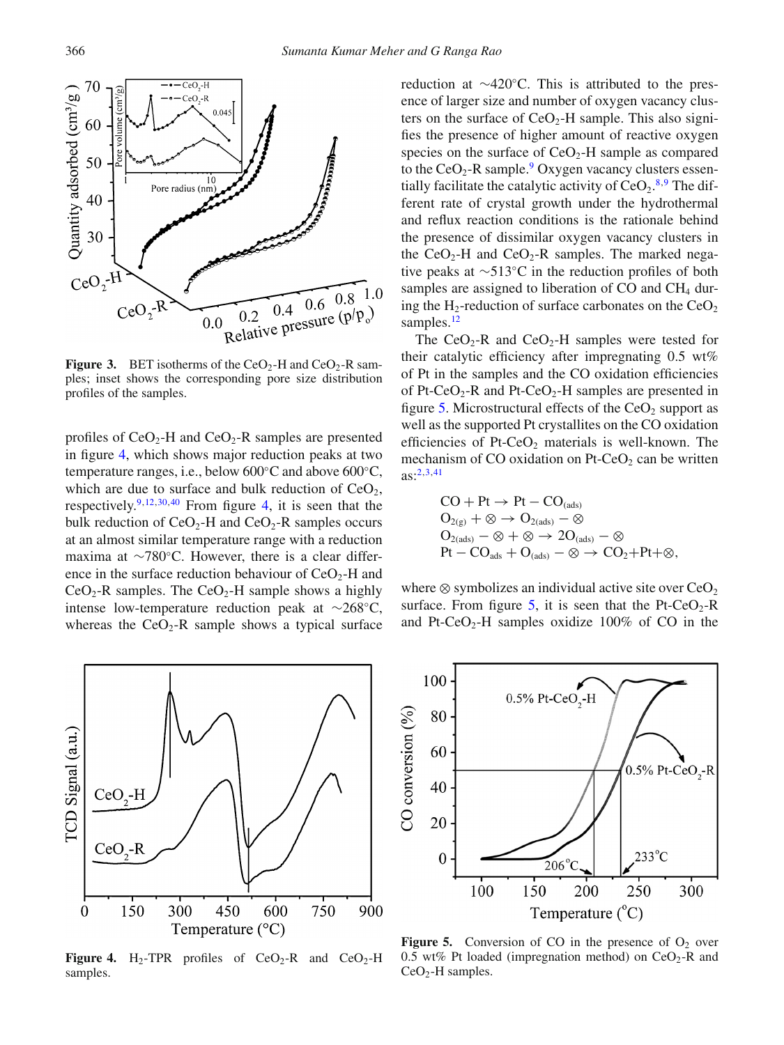Figure 3. BET isotherms of the $CeO_2$-H and $CeO_2$-R samples; inset shows the corresponding pore size distribution profiles of the samples.

profiles of $CeO_2$-H and $CeO_2$-R samples are presented in figure 4, which shows major reduction peaks at two temperature ranges, i.e., below 600°C and above 600°C, which are due to surface and bulk reduction of $CeO_2$, respectively.[9,12,30,40] From figure 4, it is seen that the bulk reduction of $CeO_2$-H and $CeO_2$-R samples occurs at an almost similar temperature range with a reduction maxima at ∼780°C. However, there is a clear difference in the surface reduction behaviour of $CeO_2$-H and $CeO_2$-R samples. The $CeO_2$-H sample shows a highly intense low-temperature reduction peak at ∼268°C, whereas the $CeO_2$-R sample shows a typical surface reduction at ∼420°C. This is attributed to the presence of larger size and number of oxygen vacancy clusters on the surface of $CeO_2$-H sample. This also signifies the presence of higher amount of reactive oxygen species on the surface of $CeO_2$-H sample as compared to the $CeO_2$-R sample.[9] Oxygen vacancy clusters essentially facilitate the catalytic activity of $CeO_2$.[8,9] The different rate of crystal growth under the hydrothermal and reflux reaction conditions is the rationale behind the presence of dissimilar oxygen vacancy clusters in the $CeO_2$-H and $CeO_2$-R samples. The marked negative peaks at ∼513°C in the reduction profiles of both samples are assigned to liberation of CO and $CH_4$ during the $H_2$-reduction of surface carbonates on the $CeO_2$ samples.[12]

The $CeO_2$-R and $CeO_2$-H samples were tested for their catalytic efficiency after impregnating 0.5 wt% of Pt in the samples and the CO oxidation efficiencies of Pt-$CeO_2$-R and Pt-$CeO_2$-H samples are presented in figure 5. Microstructural effects of the $CeO_2$ support as well as the supported Pt crystallites on the CO oxidation efficiencies of Pt-$CeO_2$ materials is well-known. The mechanism of CO oxidation on Pt-$CeO_2$ can be written as:[2,3,41]

$$\mathrm{CO} + \mathrm{Pt} \rightarrow \mathrm{Pt} - \mathrm{CO}_{(\mathrm{ads})}$$
$$\mathrm{O}_{2(\mathrm{g})} + \otimes \rightarrow \mathrm{O}_{2(\mathrm{ads})} - \otimes$$
$$\mathrm{O}_{2(\mathrm{ads})} - \otimes + \otimes \rightarrow 2\mathrm{O}_{(\mathrm{ads})} - \otimes$$
$$\mathrm{Pt} - \mathrm{CO}_{\mathrm{ads}} + \mathrm{O}_{(\mathrm{ads})} - \otimes \rightarrow \mathrm{CO}_2 + \mathrm{Pt} + \otimes,$$

where ⊗ symbolizes an individual active site over $CeO_2$ surface. From figure 5, it is seen that the Pt-$CeO_2$-R and Pt-$CeO_2$-H samples oxidize 100% of CO in the

Figure 4. $H_2$-TPR profiles of $CeO_2$-R and $CeO_2$-H samples.

Figure 5. Conversion of CO in the presence of $O_2$ over 0.5 wt% Pt loaded (impregnation method) on $CeO_2$-R and $CeO_2$-H samples.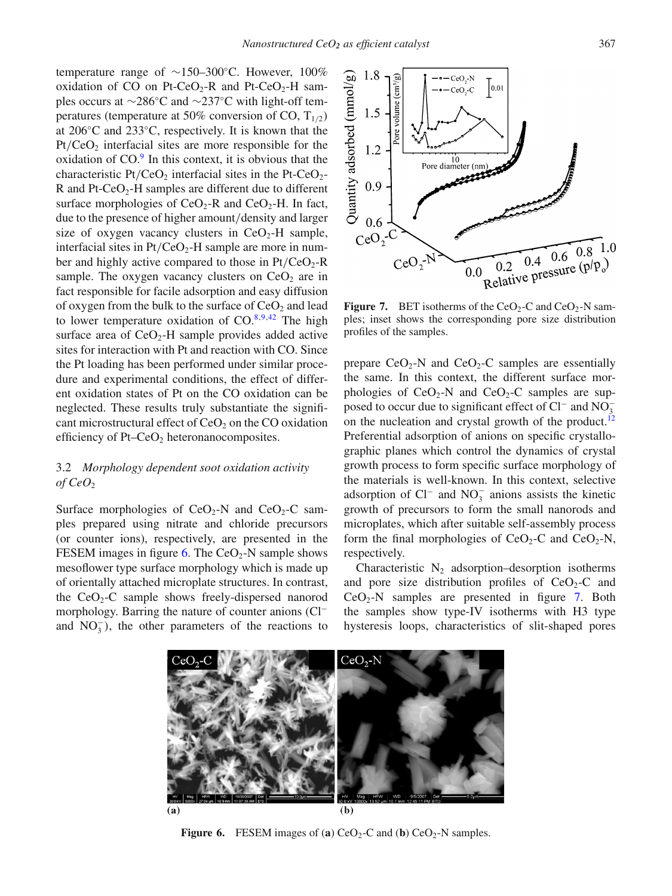temperature range of ∼150–300°C. However, 100% oxidation of CO on Pt-$CeO_2$-R and Pt-$CeO_2$-H samples occurs at ∼286°C and ∼237°C with light-off temperatures (temperature at 50% conversion of CO, $T_{1/2}$) at 206°C and 233°C, respectively. It is known that the Pt/$CeO_2$ interfacial sites are more responsible for the oxidation of CO.[9] In this context, it is obvious that the characteristic Pt/$CeO_2$ interfacial sites in the Pt-$CeO_2$-R and Pt-$CeO_2$-H samples are different due to different surface morphologies of $CeO_2$-R and $CeO_2$-H. In fact, due to the presence of higher amount/density and larger size of oxygen vacancy clusters in $CeO_2$-H sample, interfacial sites in Pt/$CeO_2$-H sample are more in number and highly active compared to those in Pt/$CeO_2$-R sample. The oxygen vacancy clusters on $CeO_2$ are in fact responsible for facile adsorption and easy diffusion of oxygen from the bulk to the surface of $CeO_2$ and lead to lower temperature oxidation of CO.[8,9,42] The high surface area of $CeO_2$-H sample provides added active sites for interaction with Pt and reaction with CO. Since the Pt loading has been performed under similar procedure and experimental conditions, the effect of different oxidation states of Pt on the CO oxidation can be neglected. These results truly substantiate the significant microstructural effect of $CeO_2$ on the CO oxidation efficiency of Pt–$CeO_2$ heteronanocomposites.

### 3.2 *Morphology dependent soot oxidation activity of $CeO_2$*

Surface morphologies of $CeO_2$-N and $CeO_2$-C samples prepared using nitrate and chloride precursors (or counter ions), respectively, are presented in the FESEM images in figure 6. The $CeO_2$-N sample shows mesoflower type surface morphology which is made up of orientally attached microplate structures. In contrast, the $CeO_2$-C sample shows freely-dispersed nanorod morphology. Barring the nature of counter anions ($Cl^-$ and $NO_3^-$), the other parameters of the reactions to prepare $CeO_2$-N and $CeO_2$-C samples are essentially the same. In this context, the different surface morphologies of $CeO_2$-N and $CeO_2$-C samples are supposed to occur due to significant effect of $Cl^-$ and $NO_3^-$ on the nucleation and crystal growth of the product.[12] Preferential adsorption of anions on specific crystallographic planes which control the dynamics of crystal growth process to form specific surface morphology of the materials is well-known. In this context, selective adsorption of $Cl^-$ and $NO_3^-$ anions assists the kinetic growth of precursors to form the small nanorods and microplates, which after suitable self-assembly process form the final morphologies of $CeO_2$-C and $CeO_2$-N, respectively.

**Figure 7.** BET isotherms of the $CeO_2$-C and $CeO_2$-N samples; inset shows the corresponding pore size distribution profiles of the samples.

Characteristic $N_2$ adsorption–desorption isotherms and pore size distribution profiles of $CeO_2$-C and $CeO_2$-N samples are presented in figure 7. Both the samples show type-IV isotherms with H3 type hysteresis loops, characteristics of slit-shaped pores

**Figure 6.** FESEM images of (**a**) $CeO_2$-C and (**b**) $CeO_2$-N samples.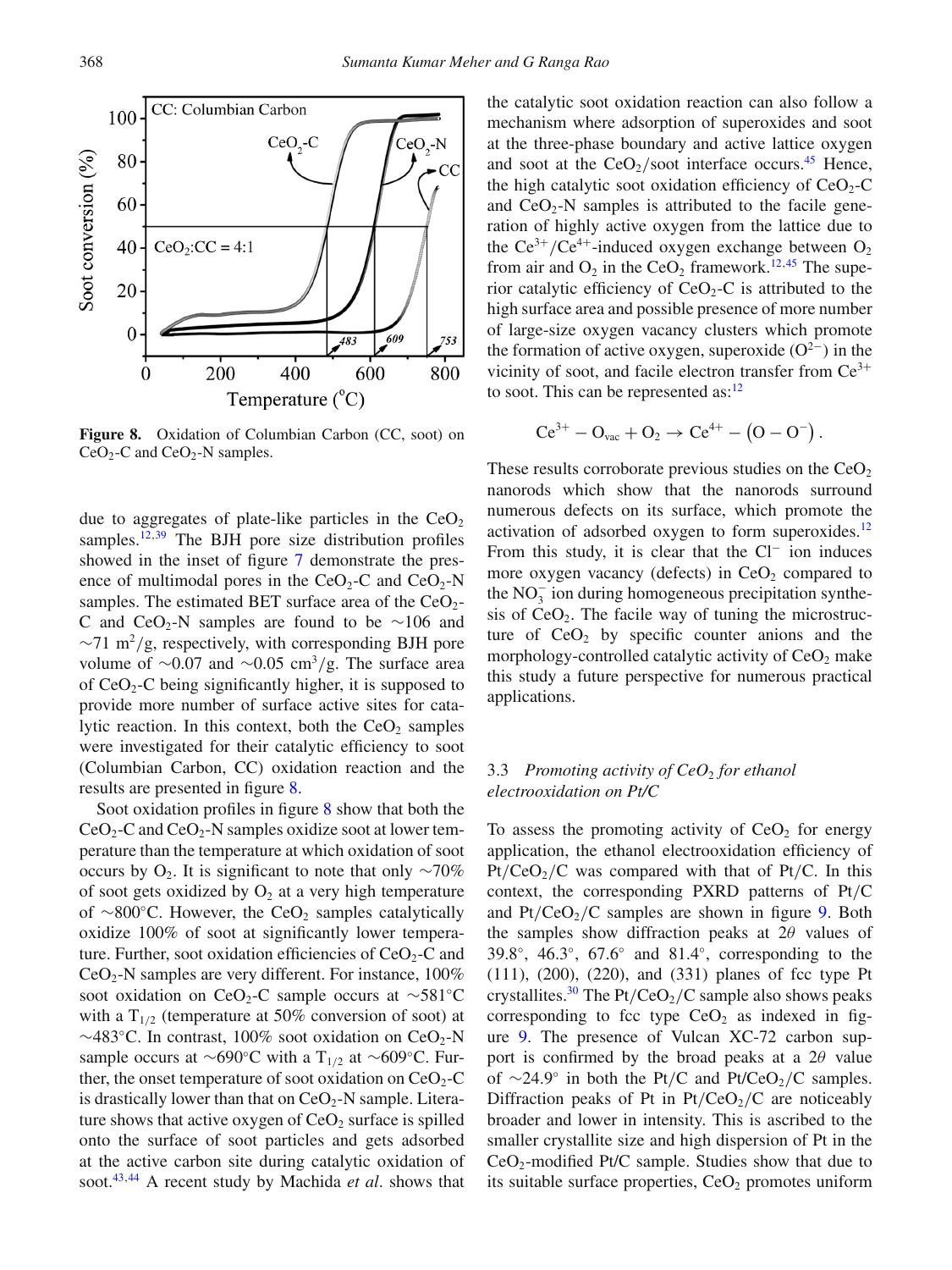Figure 8. Oxidation of Columbian Carbon (CC, soot) on $CeO_2$-C and $CeO_2$-N samples.

due to aggregates of plate-like particles in the $CeO_2$ samples.[12,39] The BJH pore size distribution profiles showed in the inset of figure 7 demonstrate the presence of multimodal pores in the $CeO_2$-C and $CeO_2$-N samples. The estimated BET surface area of the $CeO_2$-C and $CeO_2$-N samples are found to be ~106 and ~71 $m^2/g$, respectively, with corresponding BJH pore volume of ~0.07 and ~0.05 $cm^3/g$. The surface area of $CeO_2$-C being significantly higher, it is supposed to provide more number of surface active sites for catalytic reaction. In this context, both the $CeO_2$ samples were investigated for their catalytic efficiency to soot (Columbian Carbon, CC) oxidation reaction and the results are presented in figure 8.

Soot oxidation profiles in figure 8 show that both the $CeO_2$-C and $CeO_2$-N samples oxidize soot at lower temperature than the temperature at which oxidation of soot occurs by $O_2$. It is significant to note that only ~70% of soot gets oxidized by $O_2$ at a very high temperature of ~800°C. However, the $CeO_2$ samples catalytically oxidize 100% of soot at significantly lower temperature. Further, soot oxidation efficiencies of $CeO_2$-C and $CeO_2$-N samples are very different. For instance, 100% soot oxidation on $CeO_2$-C sample occurs at ~581°C with a $T_{1/2}$ (temperature at 50% conversion of soot) at ~483°C. In contrast, 100% soot oxidation on $CeO_2$-N sample occurs at ~690°C with a $T_{1/2}$ at ~609°C. Further, the onset temperature of soot oxidation on $CeO_2$-C is drastically lower than that on $CeO_2$-N sample. Literature shows that active oxygen of $CeO_2$ surface is spilled onto the surface of soot particles and gets adsorbed at the active carbon site during catalytic oxidation of soot.[43,44] A recent study by Machida *et al*. shows that the catalytic soot oxidation reaction can also follow a mechanism where adsorption of superoxides and soot at the three-phase boundary and active lattice oxygen and soot at the $CeO_2$/soot interface occurs.[45] Hence, the high catalytic soot oxidation efficiency of $CeO_2$-C and $CeO_2$-N samples is attributed to the facile generation of highly active oxygen from the lattice due to the $Ce^{3+}/Ce^{4+}$-induced oxygen exchange between $O_2$ from air and $O_2$ in the $CeO_2$ framework.[12,45] The superior catalytic efficiency of $CeO_2$-C is attributed to the high surface area and possible presence of more number of large-size oxygen vacancy clusters which promote the formation of active oxygen, superoxide ($O^{2-}$) in the vicinity of soot, and facile electron transfer from $Ce^{3+}$ to soot. This can be represented as:[12]

$$Ce^{3+} - O_{vac} + O_2 \rightarrow Ce^{4+} - \left(O - O^{-}\right).$$

These results corroborate previous studies on the $CeO_2$ nanorods which show that the nanorods surround numerous defects on its surface, which promote the activation of adsorbed oxygen to form superoxides.[12] From this study, it is clear that the $Cl^-$ ion induces more oxygen vacancy (defects) in $CeO_2$ compared to the $NO_3^-$ ion during homogeneous precipitation synthesis of $CeO_2$. The facile way of tuning the microstructure of $CeO_2$ by specific counter anions and the morphology-controlled catalytic activity of $CeO_2$ make this study a future perspective for numerous practical applications.

### 3.3 *Promoting activity of $CeO_2$ for ethanol electrooxidation on Pt/C*

To assess the promoting activity of $CeO_2$ for energy application, the ethanol electrooxidation efficiency of $Pt/CeO_2/C$ was compared with that of Pt/C. In this context, the corresponding PXRD patterns of Pt/C and $Pt/CeO_2/C$ samples are shown in figure 9. Both the samples show diffraction peaks at $2\theta$ values of 39.8°, 46.3°, 67.6° and 81.4°, corresponding to the (111), (200), (220), and (331) planes of fcc type Pt crystallites.[30] The $Pt/CeO_2/C$ sample also shows peaks corresponding to fcc type $CeO_2$ as indexed in figure 9. The presence of Vulcan XC-72 carbon support is confirmed by the broad peaks at a $2\theta$ value of ~24.9° in both the Pt/C and $Pt/CeO_2/C$ samples. Diffraction peaks of Pt in $Pt/CeO_2/C$ are noticeably broader and lower in intensity. This is ascribed to the smaller crystallite size and high dispersion of Pt in the $CeO_2$-modified Pt/C sample. Studies show that due to its suitable surface properties, $CeO_2$ promotes uniform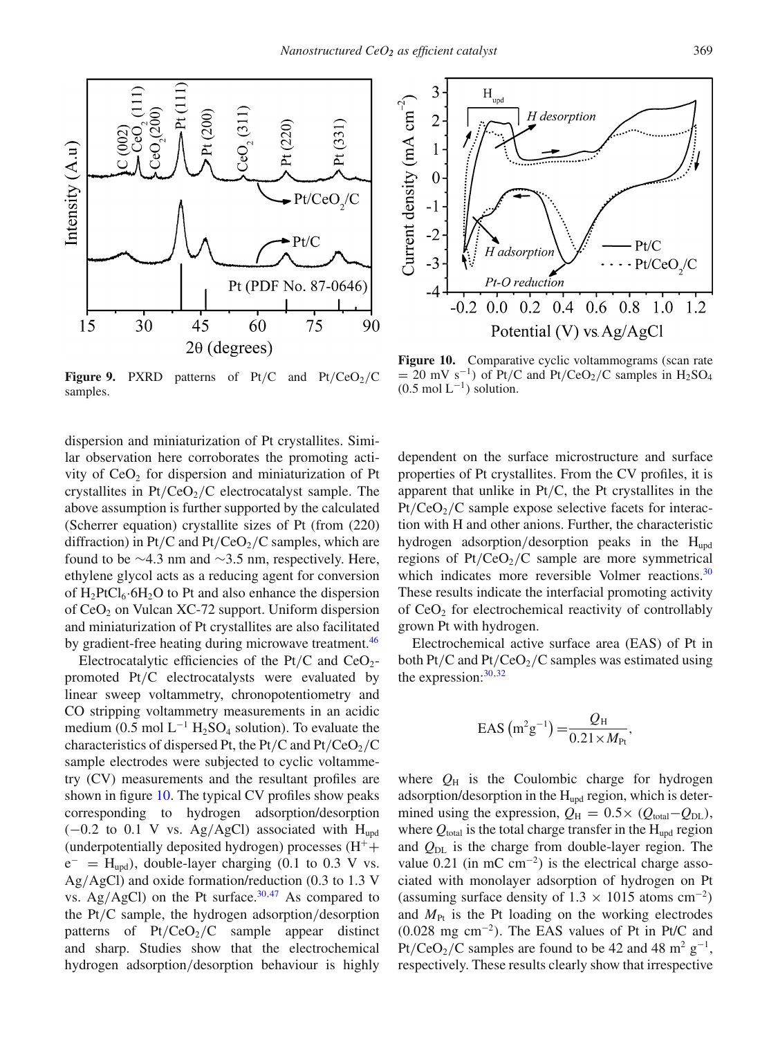**Figure 9.** PXRD patterns of Pt/C and $Pt/CeO_2/C$ samples.

**Figure 10.** Comparative cyclic voltammograms (scan rate $= 20$ mV $s^{-1}$) of Pt/C and $Pt/CeO_2/C$ samples in $H_2SO_4$ (0.5 mol $L^{-1}$) solution.

dispersion and miniaturization of Pt crystallites. Similar observation here corroborates the promoting activity of $CeO_2$ for dispersion and miniaturization of Pt crystallites in $Pt/CeO_2/C$ electrocatalyst sample. The above assumption is further supported by the calculated (Scherrer equation) crystallite sizes of Pt (from (220) diffraction) in Pt/C and $Pt/CeO_2/C$ samples, which are found to be ∼4.3 nm and ∼3.5 nm, respectively. Here, ethylene glycol acts as a reducing agent for conversion of $H_2PtCl_6{\cdot}6H_2O$ to Pt and also enhance the dispersion of $CeO_2$ on Vulcan XC-72 support. Uniform dispersion and miniaturization of Pt crystallites are also facilitated by gradient-free heating during microwave treatment.[46]

Electrocatalytic efficiencies of the Pt/C and $CeO_2$-promoted Pt/C electrocatalysts were evaluated by linear sweep voltammetry, chronopotentiometry and CO stripping voltammetry measurements in an acidic medium (0.5 mol $L^{-1}$ $H_2SO_4$ solution). To evaluate the characteristics of dispersed Pt, the Pt/C and $Pt/CeO_2/C$ sample electrodes were subjected to cyclic voltammetry (CV) measurements and the resultant profiles are shown in figure 10. The typical CV profiles show peaks corresponding to hydrogen adsorption/desorption (−0.2 to 0.1 V vs. Ag/AgCl) associated with $H_{upd}$ (underpotentially deposited hydrogen) processes ($H^+ + e^- = H_{upd}$), double-layer charging (0.1 to 0.3 V vs. Ag/AgCl) and oxide formation/reduction (0.3 to 1.3 V vs. Ag/AgCl) on the Pt surface.[30,47] As compared to the Pt/C sample, the hydrogen adsorption/desorption patterns of $Pt/CeO_2/C$ sample appear distinct and sharp. Studies show that the electrochemical hydrogen adsorption/desorption behaviour is highly dependent on the surface microstructure and surface properties of Pt crystallites. From the CV profiles, it is apparent that unlike in Pt/C, the Pt crystallites in the $Pt/CeO_2/C$ sample expose selective facets for interaction with H and other anions. Further, the characteristic hydrogen adsorption/desorption peaks in the $H_{upd}$ regions of $Pt/CeO_2/C$ sample are more symmetrical which indicates more reversible Volmer reactions.[30] These results indicate the interfacial promoting activity of $CeO_2$ for electrochemical reactivity of controllably grown Pt with hydrogen.

Electrochemical active surface area (EAS) of Pt in both Pt/C and $Pt/CeO_2/C$ samples was estimated using the expression:[30,32]

$$\text{EAS}\left(\text{m}^2\text{g}^{-1}\right) = \frac{Q_H}{0.21 \times M_{Pt}},$$

where $Q_H$ is the Coulombic charge for hydrogen adsorption/desorption in the $H_{upd}$ region, which is determined using the expression, $Q_H = 0.5\times(Q_{total} - Q_{DL})$, where $Q_{total}$ is the total charge transfer in the $H_{upd}$ region and $Q_{DL}$ is the charge from double-layer region. The value 0.21 (in mC $cm^{-2}$) is the electrical charge associated with monolayer adsorption of hydrogen on Pt (assuming surface density of $1.3 \times 1015$ atoms $cm^{-2}$) and $M_{Pt}$ is the Pt loading on the working electrodes (0.028 mg $cm^{-2}$). The EAS values of Pt in Pt/C and $Pt/CeO_2/C$ samples are found to be 42 and 48 $m^2$ $g^{-1}$, respectively. These results clearly show that irrespective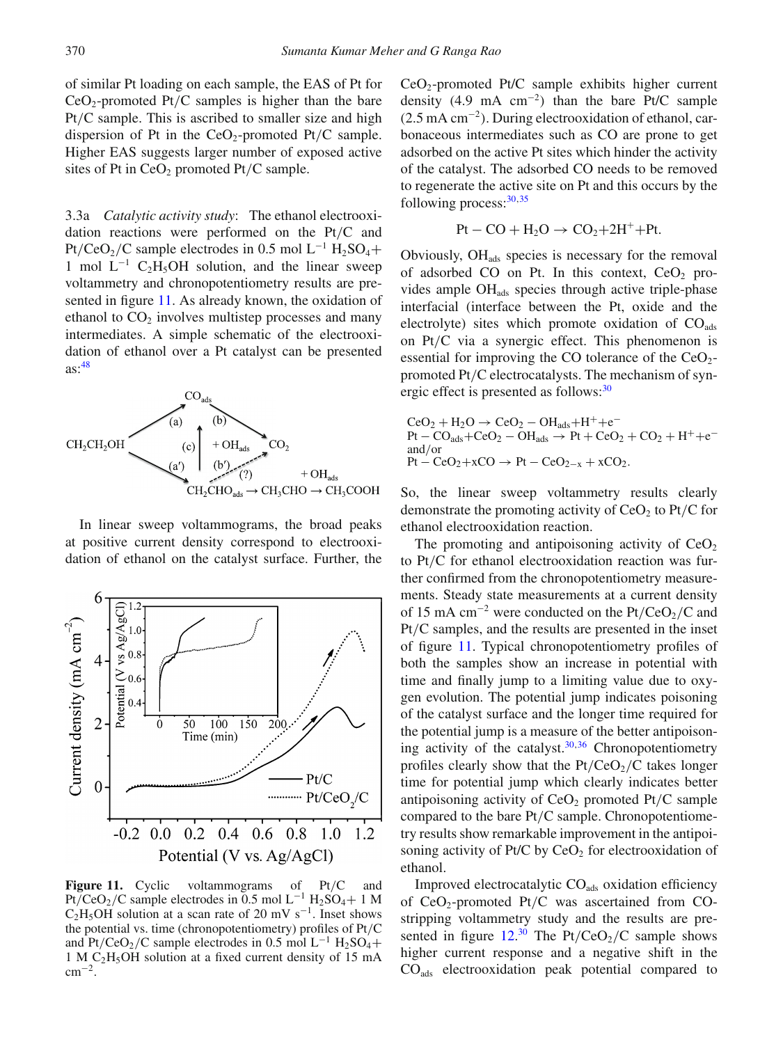of similar Pt loading on each sample, the EAS of Pt for $CeO_2$-promoted Pt/C samples is higher than the bare Pt/C sample. This is ascribed to smaller size and high dispersion of Pt in the $CeO_2$-promoted Pt/C sample. Higher EAS suggests larger number of exposed active sites of Pt in $CeO_2$ promoted Pt/C sample.

3.3a *Catalytic activity study*: The ethanol electrooxidation reactions were performed on the Pt/C and Pt/$CeO_2$/C sample electrodes in 0.5 mol $L^{-1}$ $H_2SO_4$+ 1 mol $L^{-1}$ $C_2H_5OH$ solution, and the linear sweep voltammetry and chronopotentiometry results are presented in figure 11. As already known, the oxidation of ethanol to $CO_2$ involves multistep processes and many intermediates. A simple schematic of the electrooxidation of ethanol over a Pt catalyst can be presented as:[48]

$$CH_2CH_2OH \xrightarrow{(a)} CO_{ads} \xrightarrow{(b)\ +OH_{ads}} CO_2$$
$$CH_2CH_2OH \xrightarrow{(a')} CH_2CHO_{ads} \rightarrow CH_3CHO \xrightarrow{+OH_{ads}} CH_3COOH$$
$$CH_2CHO_{ads} \xrightarrow{(c)} CO_{ads}; \quad CH_2CHO_{ads} \xrightarrow{(b')\ (?)} CO_2$$

In linear sweep voltammograms, the broad peaks at positive current density correspond to electrooxidation of ethanol on the catalyst surface. Further, the $CeO_2$-promoted Pt/C sample exhibits higher current density (4.9 mA $cm^{-2}$) than the bare Pt/C sample (2.5 mA $cm^{-2}$). During electrooxidation of ethanol, carbonaceous intermediates such as CO are prone to get adsorbed on the active Pt sites which hinder the activity of the catalyst. The adsorbed CO needs to be removed to regenerate the active site on Pt and this occurs by the following process:[30,35]

$$Pt - CO + H_2O \rightarrow CO_2 + 2H^+ + Pt.$$

Obviously, $OH_{ads}$ species is necessary for the removal of adsorbed CO on Pt. In this context, $CeO_2$ provides ample $OH_{ads}$ species through active triple-phase interfacial (interface between the Pt, oxide and the electrolyte) sites which promote oxidation of $CO_{ads}$ on Pt/C via a synergic effect. This phenomenon is essential for improving the CO tolerance of the $CeO_2$-promoted Pt/C electrocatalysts. The mechanism of synergic effect is presented as follows:[30]

$$CeO_2 + H_2O \rightarrow CeO_2 - OH_{ads} + H^+ + e^-$$
$$Pt - CO_{ads} + CeO_2 - OH_{ads} \rightarrow Pt + CeO_2 + CO_2 + H^+ + e^-$$
and/or
$$Pt - CeO_2 + xCO \rightarrow Pt - CeO_{2-x} + xCO_2.$$

So, the linear sweep voltammetry results clearly demonstrate the promoting activity of $CeO_2$ to Pt/C for ethanol electrooxidation reaction.

The promoting and antipoisoning activity of $CeO_2$ to Pt/C for ethanol electrooxidation reaction was further confirmed from the chronopotentiometry measurements. Steady state measurements at a current density of 15 mA $cm^{-2}$ were conducted on the Pt/$CeO_2$/C and Pt/C samples, and the results are presented in the inset of figure 11. Typical chronopotentiometry profiles of both the samples show an increase in potential with time and finally jump to a limiting value due to oxygen evolution. The potential jump indicates poisoning of the catalyst surface and the longer time required for the potential jump is a measure of the better antipoisoning activity of the catalyst.[30,36] Chronopotentiometry profiles clearly show that the Pt/$CeO_2$/C takes longer time for potential jump which clearly indicates better antipoisoning activity of $CeO_2$ promoted Pt/C sample compared to the bare Pt/C sample. Chronopotentiometry results show remarkable improvement in the antipoisoning activity of Pt/C by $CeO_2$ for electrooxidation of ethanol.

**Figure 11.** Cyclic voltammograms of Pt/C and Pt/$CeO_2$/C sample electrodes in 0.5 mol $L^{-1}$ $H_2SO_4$+ 1 M $C_2H_5OH$ solution at a scan rate of 20 mV $s^{-1}$. Inset shows the potential vs. time (chronopotentiometry) profiles of Pt/C and Pt/$CeO_2$/C sample electrodes in 0.5 mol $L^{-1}$ $H_2SO_4$+ 1 M $C_2H_5OH$ solution at a fixed current density of 15 mA $cm^{-2}$.

Improved electrocatalytic $CO_{ads}$ oxidation efficiency of $CeO_2$-promoted Pt/C was ascertained from CO-stripping voltammetry study and the results are presented in figure 12.[30] The Pt/$CeO_2$/C sample shows higher current response and a negative shift in the $CO_{ads}$ electrooxidation peak potential compared to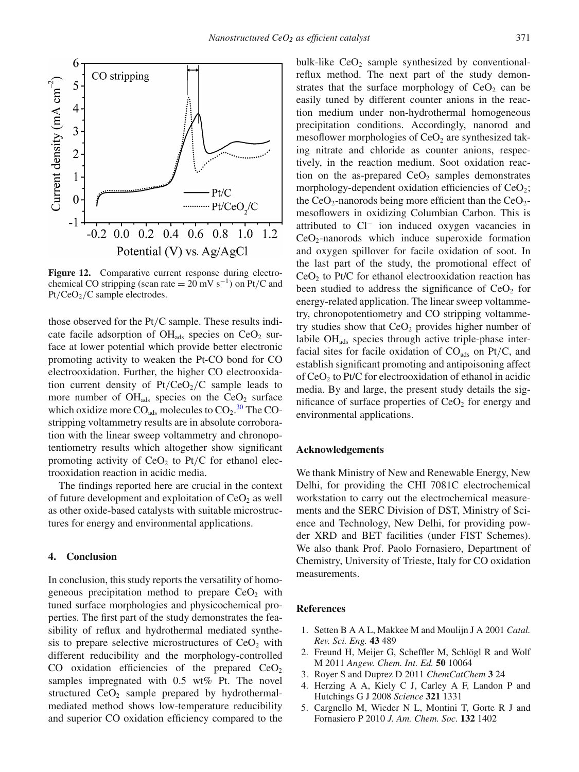**Figure 12.** Comparative current response during electrochemical CO stripping (scan rate = 20 mV $s^{-1}$) on Pt/C and Pt/$CeO_2$/C sample electrodes.

those observed for the Pt/C sample. These results indicate facile adsorption of $OH_{ads}$ species on $CeO_2$ surface at lower potential which provide better electronic promoting activity to weaken the Pt-CO bond for CO electrooxidation. Further, the higher CO electrooxidation current density of Pt/$CeO_2$/C sample leads to more number of $OH_{ads}$ species on the $CeO_2$ surface which oxidize more $CO_{ads}$ molecules to $CO_2$.[30] The CO-stripping voltammetry results are in absolute corroboration with the linear sweep voltammetry and chronopotentiometry results which altogether show significant promoting activity of $CeO_2$ to Pt/C for ethanol electrooxidation reaction in acidic media.

The findings reported here are crucial in the context of future development and exploitation of $CeO_2$ as well as other oxide-based catalysts with suitable microstructures for energy and environmental applications.

## 4. Conclusion

In conclusion, this study reports the versatility of homogeneous precipitation method to prepare $CeO_2$ with tuned surface morphologies and physicochemical properties. The first part of the study demonstrates the feasibility of reflux and hydrothermal mediated synthesis to prepare selective microstructures of $CeO_2$ with different reducibility and the morphology-controlled CO oxidation efficiencies of the prepared $CeO_2$ samples impregnated with 0.5 wt% Pt. The novel structured $CeO_2$ sample prepared by hydrothermal-mediated method shows low-temperature reducibility and superior CO oxidation efficiency compared to the bulk-like $CeO_2$ sample synthesized by conventional-reflux method. The next part of the study demonstrates that the surface morphology of $CeO_2$ can be easily tuned by different counter anions in the reaction medium under non-hydrothermal homogeneous precipitation conditions. Accordingly, nanorod and mesoflower morphologies of $CeO_2$ are synthesized taking nitrate and chloride as counter anions, respectively, in the reaction medium. Soot oxidation reaction on the as-prepared $CeO_2$ samples demonstrates morphology-dependent oxidation efficiencies of $CeO_2$; the $CeO_2$-nanorods being more efficient than the $CeO_2$-mesoflowers in oxidizing Columbian Carbon. This is attributed to $Cl^-$ ion induced oxygen vacancies in $CeO_2$-nanorods which induce superoxide formation and oxygen spillover for facile oxidation of soot. In the last part of the study, the promotional effect of $CeO_2$ to Pt/C for ethanol electrooxidation reaction has been studied to address the significance of $CeO_2$ for energy-related application. The linear sweep voltammetry, chronopotentiometry and CO stripping voltammetry studies show that $CeO_2$ provides higher number of labile $OH_{ads}$ species through active triple-phase interfacial sites for facile oxidation of $CO_{ads}$ on Pt/C, and establish significant promoting and antipoisoning affect of $CeO_2$ to Pt/C for electrooxidation of ethanol in acidic media. By and large, the present study details the significance of surface properties of $CeO_2$ for energy and environmental applications.

## Acknowledgements

We thank Ministry of New and Renewable Energy, New Delhi, for providing the CHI 7081C electrochemical workstation to carry out the electrochemical measurements and the SERC Division of DST, Ministry of Science and Technology, New Delhi, for providing powder XRD and BET facilities (under FIST Schemes). We also thank Prof. Paolo Fornasiero, Department of Chemistry, University of Trieste, Italy for CO oxidation measurements.

## References

1. Setten B A A L, Makkee M and Moulijn J A 2001 *Catal. Rev. Sci. Eng.* **43** 489
2. Freund H, Meijer G, Scheffler M, Schlögl R and Wolf M 2011 *Angew. Chem. Int. Ed.* **50** 10064
3. Royer S and Duprez D 2011 *ChemCatChem* **3** 24
4. Herzing A A, Kiely C J, Carley A F, Landon P and Hutchings G J 2008 *Science* **321** 1331
5. Cargnello M, Wieder N L, Montini T, Gorte R J and Fornasiero P 2010 *J. Am. Chem. Soc.* **132** 1402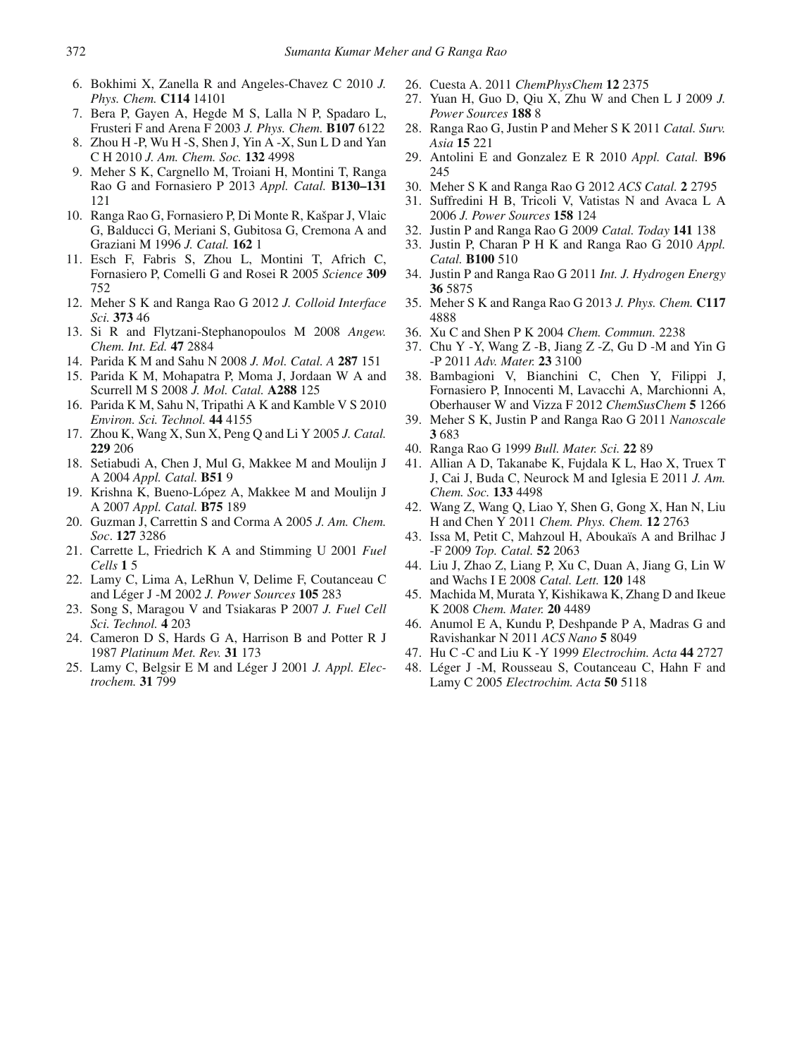6. Bokhimi X, Zanella R and Angeles-Chavez C 2010 *J. Phys. Chem.* **C114** 14101
7. Bera P, Gayen A, Hegde M S, Lalla N P, Spadaro L, Frusteri F and Arena F 2003 *J. Phys. Chem.* **B107** 6122
8. Zhou H -P, Wu H -S, Shen J, Yin A -X, Sun L D and Yan C H 2010 *J. Am. Chem. Soc.* **132** 4998
9. Meher S K, Cargnello M, Troiani H, Montini T, Ranga Rao G and Fornasiero P 2013 *Appl. Catal.* **B130–131** 121
10. Ranga Rao G, Fornasiero P, Di Monte R, Kašpar J, Vlaic G, Balducci G, Meriani S, Gubitosa G, Cremona A and Graziani M 1996 *J. Catal.* **162** 1
11. Esch F, Fabris S, Zhou L, Montini T, Africh C, Fornasiero P, Comelli G and Rosei R 2005 *Science* **309** 752
12. Meher S K and Ranga Rao G 2012 *J. Colloid Interface Sci.* **373** 46
13. Si R and Flytzani-Stephanopoulos M 2008 *Angew. Chem. Int. Ed.* **47** 2884
14. Parida K M and Sahu N 2008 *J. Mol. Catal. A* **287** 151
15. Parida K M, Mohapatra P, Moma J, Jordaan W A and Scurrell M S 2008 *J. Mol. Catal.* **A288** 125
16. Parida K M, Sahu N, Tripathi A K and Kamble V S 2010 *Environ. Sci. Technol.* **44** 4155
17. Zhou K, Wang X, Sun X, Peng Q and Li Y 2005 *J. Catal.* **229** 206
18. Setiabudi A, Chen J, Mul G, Makkee M and Moulijn J A 2004 *Appl. Catal.* **B51** 9
19. Krishna K, Bueno-López A, Makkee M and Moulijn J A 2007 *Appl. Catal.* **B75** 189
20. Guzman J, Carrettin S and Corma A 2005 *J. Am. Chem. Soc*. **127** 3286
21. Carrette L, Friedrich K A and Stimming U 2001 *Fuel Cells* **1** 5
22. Lamy C, Lima A, LeRhun V, Delime F, Coutanceau C and Léger J -M 2002 *J. Power Sources* **105** 283
23. Song S, Maragou V and Tsiakaras P 2007 *J. Fuel Cell Sci. Technol.* **4** 203
24. Cameron D S, Hards G A, Harrison B and Potter R J 1987 *Platinum Met. Rev.* **31** 173
25. Lamy C, Belgsir E M and Léger J 2001 *J. Appl. Electrochem.* **31** 799
26. Cuesta A. 2011 *ChemPhysChem* **12** 2375
27. Yuan H, Guo D, Qiu X, Zhu W and Chen L J 2009 *J. Power Sources* **188** 8
28. Ranga Rao G, Justin P and Meher S K 2011 *Catal. Surv. Asia* **15** 221
29. Antolini E and Gonzalez E R 2010 *Appl. Catal.* **B96** 245
30. Meher S K and Ranga Rao G 2012 *ACS Catal.* **2** 2795
31. Suffredini H B, Tricoli V, Vatistas N and Avaca L A 2006 *J. Power Sources* **158** 124
32. Justin P and Ranga Rao G 2009 *Catal. Today* **141** 138
33. Justin P, Charan P H K and Ranga Rao G 2010 *Appl. Catal.* **B100** 510
34. Justin P and Ranga Rao G 2011 *Int. J. Hydrogen Energy* **36** 5875
35. Meher S K and Ranga Rao G 2013 *J. Phys. Chem.* **C117** 4888
36. Xu C and Shen P K 2004 *Chem. Commun.* 2238
37. Chu Y -Y, Wang Z -B, Jiang Z -Z, Gu D -M and Yin G -P 2011 *Adv. Mater.* **23** 3100
38. Bambagioni V, Bianchini C, Chen Y, Filippi J, Fornasiero P, Innocenti M, Lavacchi A, Marchionni A, Oberhauser W and Vizza F 2012 *ChemSusChem* **5** 1266
39. Meher S K, Justin P and Ranga Rao G 2011 *Nanoscale* **3** 683
40. Ranga Rao G 1999 *Bull. Mater. Sci.* **22** 89
41. Allian A D, Takanabe K, Fujdala K L, Hao X, Truex T J, Cai J, Buda C, Neurock M and Iglesia E 2011 *J. Am. Chem. Soc.* **133** 4498
42. Wang Z, Wang Q, Liao Y, Shen G, Gong X, Han N, Liu H and Chen Y 2011 *Chem. Phys. Chem.* **12** 2763
43. Issa M, Petit C, Mahzoul H, Aboukaïs A and Brilhac J -F 2009 *Top. Catal.* **52** 2063
44. Liu J, Zhao Z, Liang P, Xu C, Duan A, Jiang G, Lin W and Wachs I E 2008 *Catal. Lett.* **120** 148
45. Machida M, Murata Y, Kishikawa K, Zhang D and Ikeue K 2008 *Chem. Mater.* **20** 4489
46. Anumol E A, Kundu P, Deshpande P A, Madras G and Ravishankar N 2011 *ACS Nano* **5** 8049
47. Hu C -C and Liu K -Y 1999 *Electrochim. Acta* **44** 2727
48. Léger J -M, Rousseau S, Coutanceau C, Hahn F and Lamy C 2005 *Electrochim. Acta* **50** 5118